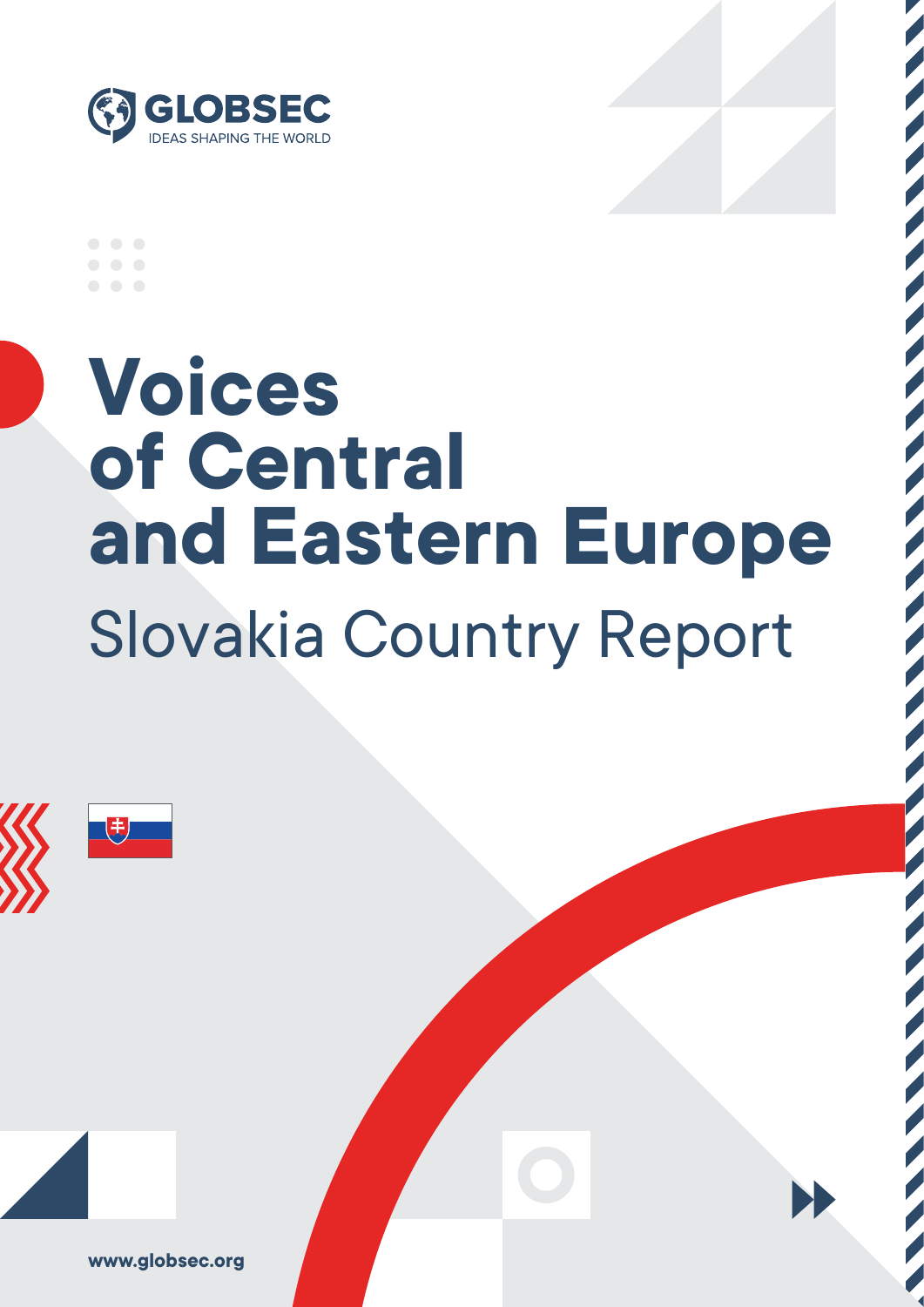GLOBSEC

IDEAS SHAPING THE WORLD

# Voices of Central and Eastern Europe

## Slovakia Country Report

www.globsec.org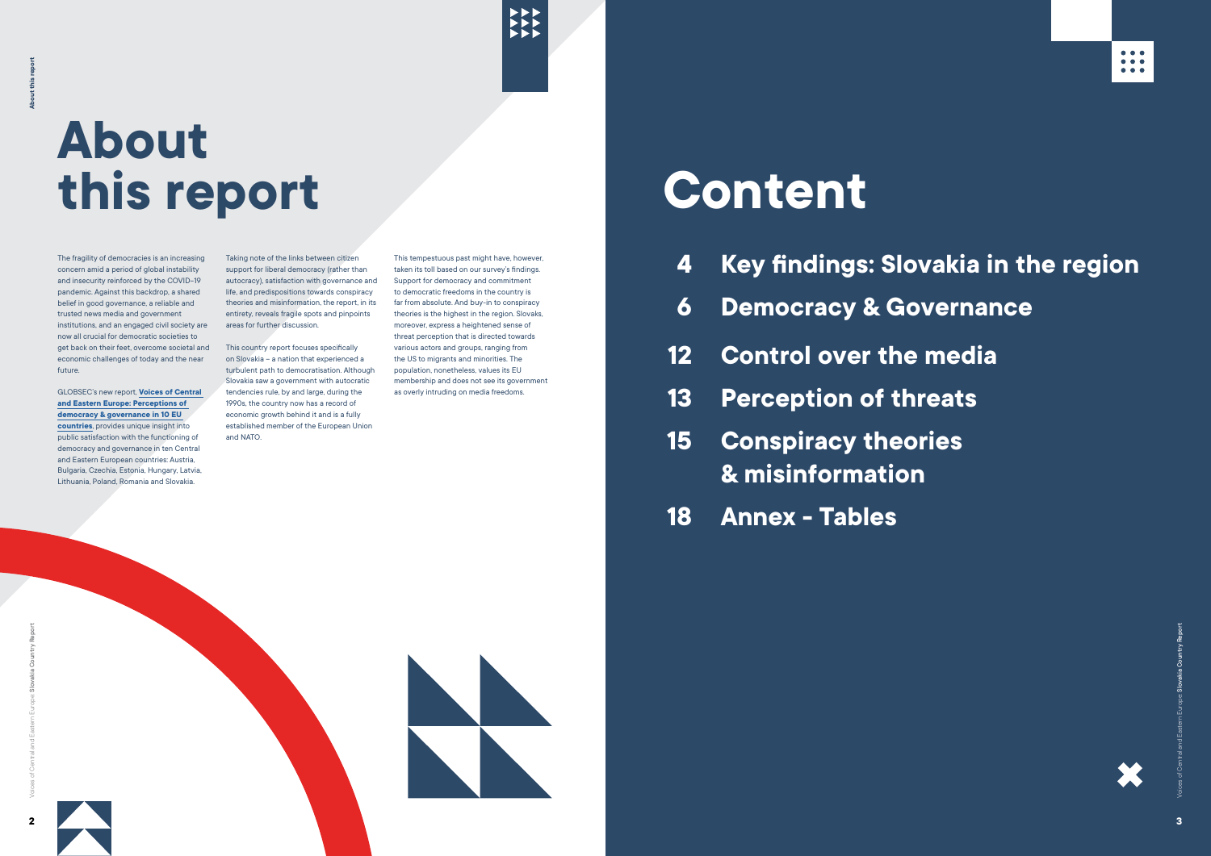# About this report

The fragility of democracies is an increasing concern amid a period of global instability and insecurity reinforced by the COVID-19 pandemic. Against this backdrop, a shared belief in good governance, a reliable and trusted news media and government institutions, and an engaged civil society are now all crucial for democratic societies to get back on their feet, overcome societal and economic challenges of today and the near future.

GLOBSEC's new report, **Voices of Central and Eastern Europe: Perceptions of democracy & governance in 10 EU countries**, provides unique insight into public satisfaction with the functioning of democracy and governance in ten Central and Eastern European countries: Austria, Bulgaria, Czechia, Estonia, Hungary, Latvia, Lithuania, Poland, Romania and Slovakia.

Taking note of the links between citizen support for liberal democracy (rather than autocracy), satisfaction with governance and life, and predispositions towards conspiracy theories and misinformation, the report, in its entirety, reveals fragile spots and pinpoints areas for further discussion.

This country report focuses specifically on Slovakia – a nation that experienced a turbulent path to democratisation. Although Slovakia saw a government with autocratic tendencies rule, by and large, during the 1990s, the country now has a record of economic growth behind it and is a fully established member of the European Union and NATO.

This tempestuous past might have, however, taken its toll based on our survey's findings. Support for democracy and commitment to democratic freedoms in the country is far from absolute. And buy-in to conspiracy theories is the highest in the region. Slovaks, moreover, express a heightened sense of threat perception that is directed towards various actors and groups, ranging from the US to migrants and minorities. The population, nonetheless, values its EU membership and does not see its government as overly intruding on media freedoms.

# Content

- 4 **Key findings: Slovakia in the region**
- 6 **Democracy & Governance**
- 12 **Control over the media**
- 13 **Perception of threats**
- 15 **Conspiracy theories & misinformation**
- 18 **Annex - Tables**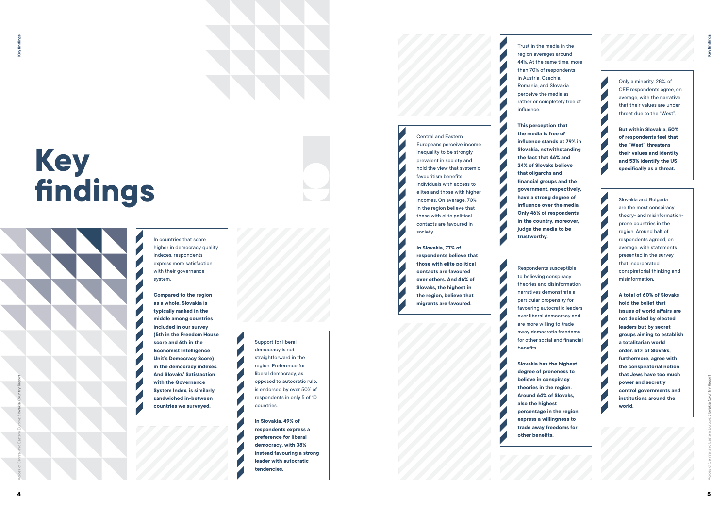# Key findings

In countries that score higher in democracy quality indexes, respondents express more satisfaction with their governance system.

**Compared to the region as a whole, Slovakia is typically ranked in the middle among countries included in our survey (5th in the Freedom House score and 6th in the Economist Intelligence Unit's Democracy Score) in the democracy indexes. And Slovaks' Satisfaction with the Governance System Index, is similarly sandwiched in-between countries we surveyed.**

Support for liberal democracy is not straightforward in the region. Preference for liberal democracy, as opposed to autocratic rule, is endorsed by over 50% of respondents in only 5 of 10 countries.

**In Slovakia, 49% of respondents express a preference for liberal democracy, with 38% instead favouring a strong leader with autocratic tendencies.**

Central and Eastern Europeans perceive income inequality to be strongly prevalent in society and hold the view that systemic favouritism benefits individuals with access to elites and those with higher incomes. On average, 70% in the region believe that those with elite political contacts are favoured in society.

**In Slovakia, 77% of respondents believe that those with elite political contacts are favoured over others. And 46% of Slovaks, the highest in the region, believe that migrants are favoured.**

Trust in the media in the region averages around 44%. At the same time, more than 70% of respondents in Austria, Czechia, Romania, and Slovakia perceive the media as rather or completely free of influence.

**This perception that the media is free of influence stands at 79% in Slovakia, notwithstanding the fact that 46% and 24% of Slovaks believe that oligarchs and financial groups and the government, respectively, have a strong degree of influence over the media. Only 46% of respondents in the country, moreover, judge the media to be trustworthy.**

Respondents susceptible to believing conspiracy theories and disinformation narratives demonstrate a particular propensity for favouring autocratic leaders over liberal democracy and are more willing to trade away democratic freedoms for other social and financial benefits.

**Slovakia has the highest degree of proneness to believe in conspiracy theories in the region. Around 64% of Slovaks, also the highest percentage in the region, express a willingness to trade away freedoms for other benefits.**

Only a minority, 28%, of CEE respondents agree, on average, with the narrative that their values are under threat due to the "West".

**But within Slovakia, 50% of respondents feel that the "West" threatens their values and identity and 53% identify the US specifically as a threat.**

Slovakia and Bulgaria are the most conspiracy theory- and misinformation-prone countries in the region. Around half of respondents agreed, on average, with statements presented in the survey that incorporated conspiratorial thinking and misinformation.

**A total of 60% of Slovaks hold the belief that issues of world affairs are not decided by elected leaders but by secret groups aiming to establish a totalitarian world order. 51% of Slovaks, furthermore, agree with the conspiratorial notion that Jews have too much power and secretly control governments and institutions around the world.**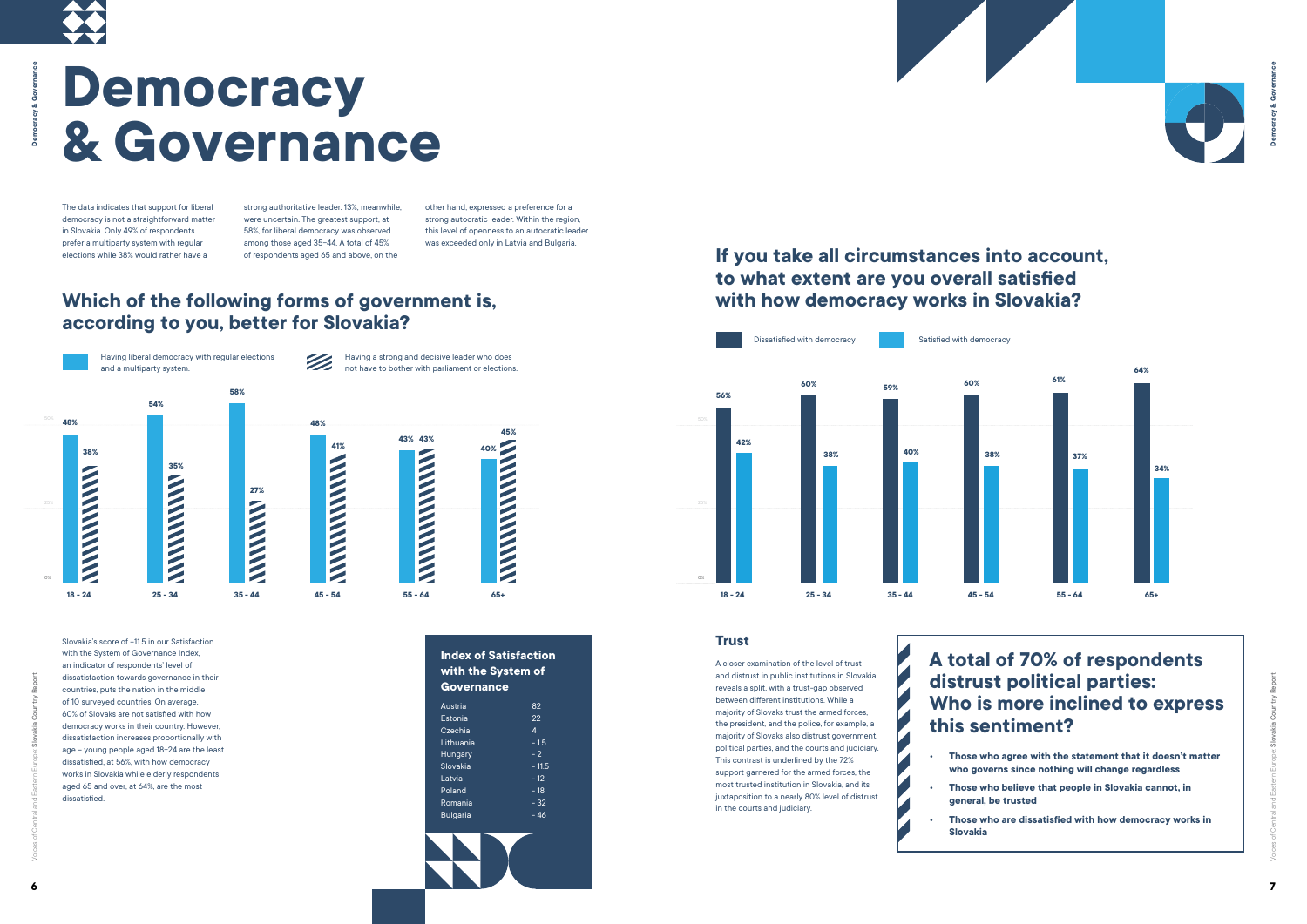# Democracy & Governance

The data indicates that support for liberal democracy is not a straightforward matter in Slovakia. Only 49% of respondents prefer a multiparty system with regular elections while 38% would rather have a strong authoritative leader. 13%, meanwhile, were uncertain. The greatest support, at 58%, for liberal democracy was observed among those aged 35–44. A total of 45% of respondents aged 65 and above, on the other hand, expressed a preference for a strong autocratic leader. Within the region, this level of openness to an autocratic leader was exceeded only in Latvia and Bulgaria.

## Which of the following forms of government is, according to you, better for Slovakia?

| Age | Having liberal democracy with regular elections and a multiparty system. | Having a strong and decisive leader who does not have to bother with parliament or elections. |
|---|---|---|
| 18 - 24 | 48% | 38% |
| 25 - 34 | 54% | 35% |
| 35 - 44 | 58% | 27% |
| 45 - 54 | 48% | 41% |
| 55 - 64 | 43% | 43% |
| 65+ | 40% | 45% |

Slovakia's score of −11.5 in our Satisfaction with the System of Governance Index, an indicator of respondents' level of dissatisfaction towards governance in their countries, puts the nation in the middle of 10 surveyed countries. On average, 60% of Slovaks are not satisfied with how democracy works in their country. However, dissatisfaction increases proportionally with age – young people aged 18–24 are the least dissatisfied, at 56%, with how democracy works in Slovakia while elderly respondents aged 65 and over, at 64%, are the most dissatisfied.

### Index of Satisfaction with the System of Governance

| Country | Index |
|---|---|
| Austria | 82 |
| Estonia | 22 |
| Czechia | 4 |
| Lithuania | - 1.5 |
| Hungary | - 2 |
| Slovakia | - 11.5 |
| Latvia | - 12 |
| Poland | - 18 |
| Romania | - 32 |
| Bulgaria | - 46 |

## If you take all circumstances into account, to what extent are you overall satisfied with how democracy works in Slovakia?

| Age | Dissatisfied with democracy | Satisfied with democracy |
|---|---|---|
| 18 - 24 | 56% | 42% |
| 25 - 34 | 60% | 38% |
| 35 - 44 | 59% | 40% |
| 45 - 54 | 60% | 38% |
| 55 - 64 | 61% | 37% |
| 65+ | 64% | 34% |

### Trust

A closer examination of the level of trust and distrust in public institutions in Slovakia reveals a split, with a trust-gap observed between different institutions. While a majority of Slovaks trust the armed forces, the president, and the police, for example, a majority of Slovaks also distrust government, political parties, and the courts and judiciary. This contrast is underlined by the 72% support garnered for the armed forces, the most trusted institution in Slovakia, and its juxtaposition to a nearly 80% level of distrust in the courts and judiciary.

### A total of 70% of respondents distrust political parties: Who is more inclined to express this sentiment?

- **Those who agree with the statement that it doesn't matter who governs since nothing will change regardless**
- **Those who believe that people in Slovakia cannot, in general, be trusted**
- **Those who are dissatisfied with how democracy works in Slovakia**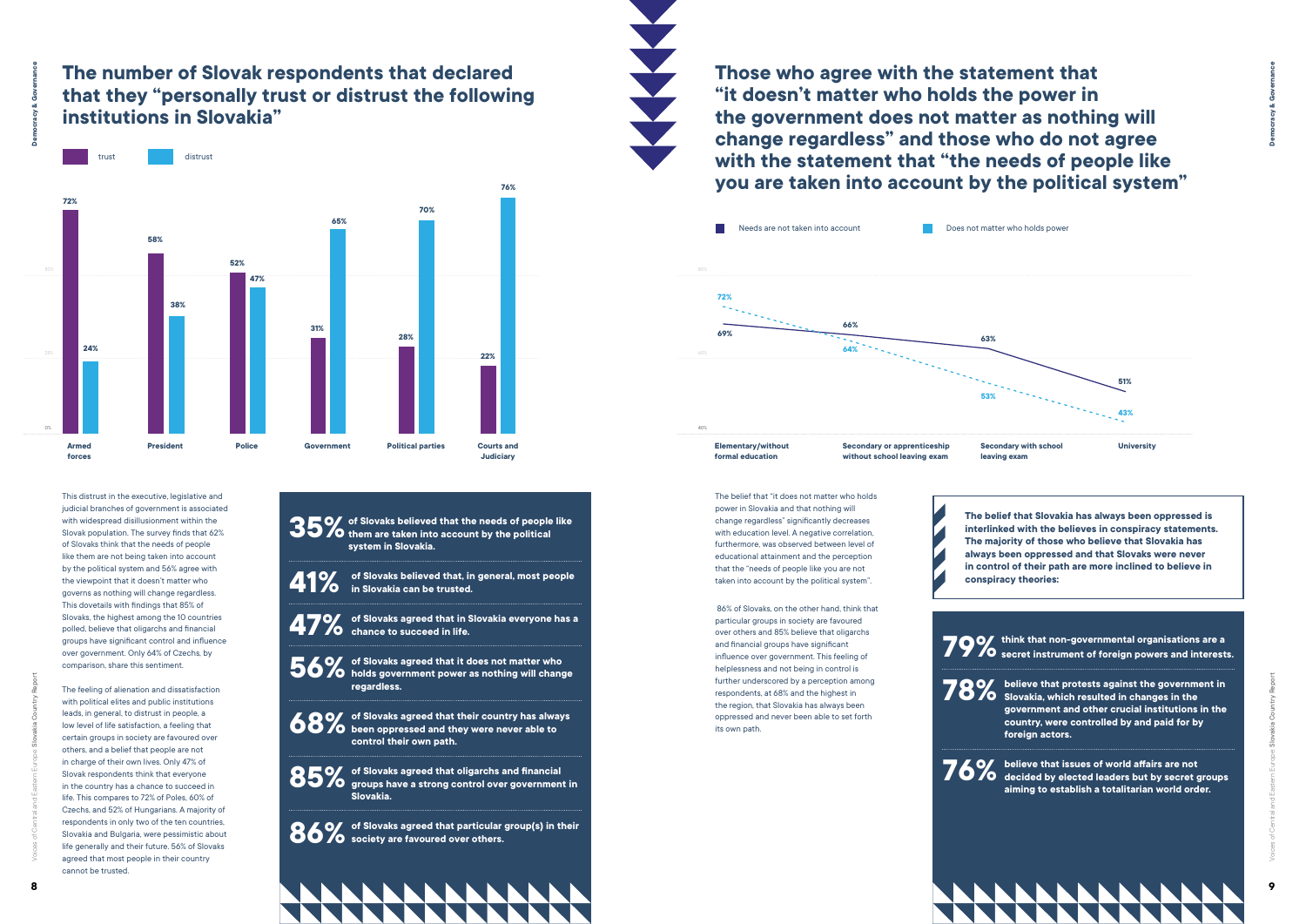## The number of Slovak respondents that declared that they "personally trust or distrust the following institutions in Slovakia"

| | trust | distrust |
|---|---|---|
| Armed forces | 72% | 24% |
| President | 58% | 38% |
| Police | 52% | 47% |
| Government | 31% | 65% |
| Political parties | 28% | 70% |
| Courts and Judiciary | 22% | 76% |

This distrust in the executive, legislative and judicial branches of government is associated with widespread disillusionment within the Slovak population. The survey finds that 62% of Slovaks think that the needs of people like them are not being taken into account by the political system and 56% agree with the viewpoint that it doesn't matter who governs as nothing will change regardless. This dovetails with findings that 85% of Slovaks, the highest among the 10 countries polled, believe that oligarchs and financial groups have significant control and influence over government. Only 64% of Czechs, by comparison, share this sentiment.

The feeling of alienation and dissatisfaction with political elites and public institutions leads, in general, to distrust in people, a low level of life satisfaction, a feeling that certain groups in society are favoured over others, and a belief that people are not in charge of their own lives. Only 47% of Slovak respondents think that everyone in the country has a chance to succeed in life. This compares to 72% of Poles, 60% of Czechs, and 52% of Hungarians. A majority of respondents in only two of the ten countries, Slovakia and Bulgaria, were pessimistic about life generally and their future. 56% of Slovaks agreed that most people in their country cannot be trusted.

**35%** of Slovaks believed that the needs of people like them are taken into account by the political system in Slovakia.

**41%** of Slovaks believed that, in general, most people in Slovakia can be trusted.

**47%** of Slovaks agreed that in Slovakia everyone has a chance to succeed in life.

**56%** of Slovaks agreed that it does not matter who holds government power as nothing will change regardless.

**68%** of Slovaks agreed that their country has always been oppressed and they were never able to control their own path.

**85%** of Slovaks agreed that oligarchs and financial groups have a strong control over government in Slovakia.

**86%** of Slovaks agreed that particular group(s) in their society are favoured over others.

## Those who agree with the statement that "it doesn't matter who holds the power in the government does not matter as nothing will change regardless" and those who do not agree with the statement that "the needs of people like you are taken into account by the political system"

| | Needs are not taken into account | Does not matter who holds power |
|---|---|---|
| Elementary/without formal education | 69% | 72% |
| Secondary or apprenticeship without school leaving exam | 66% | 64% |
| Secondary with school leaving exam | 63% | 53% |
| University | 51% | 43% |

The belief that "it does not matter who holds power in Slovakia and that nothing will change regardless" significantly decreases with education level. A negative correlation, furthermore, was observed between level of educational attainment and the perception that the "needs of people like you are not taken into account by the political system".

86% of Slovaks, on the other hand, think that particular groups in society are favoured over others and 85% believe that oligarchs and financial groups have significant influence over government. This feeling of helplessness and not being in control is further underscored by a perception among respondents, at 68% and the highest in the region, that Slovakia has always been oppressed and never been able to set forth its own path.

**The belief that Slovakia has always been oppressed is interlinked with the believes in conspiracy statements. The majority of those who believe that Slovakia has always been oppressed and that Slovaks were never in control of their path are more inclined to believe in conspiracy theories:**

**79%** think that non-governmental organisations are a secret instrument of foreign powers and interests.

**78%** believe that protests against the government in Slovakia, which resulted in changes in the government and other crucial institutions in the country, were controlled by and paid for by foreign actors.

**76%** believe that issues of world affairs are not decided by elected leaders but by secret groups aiming to establish a totalitarian world order.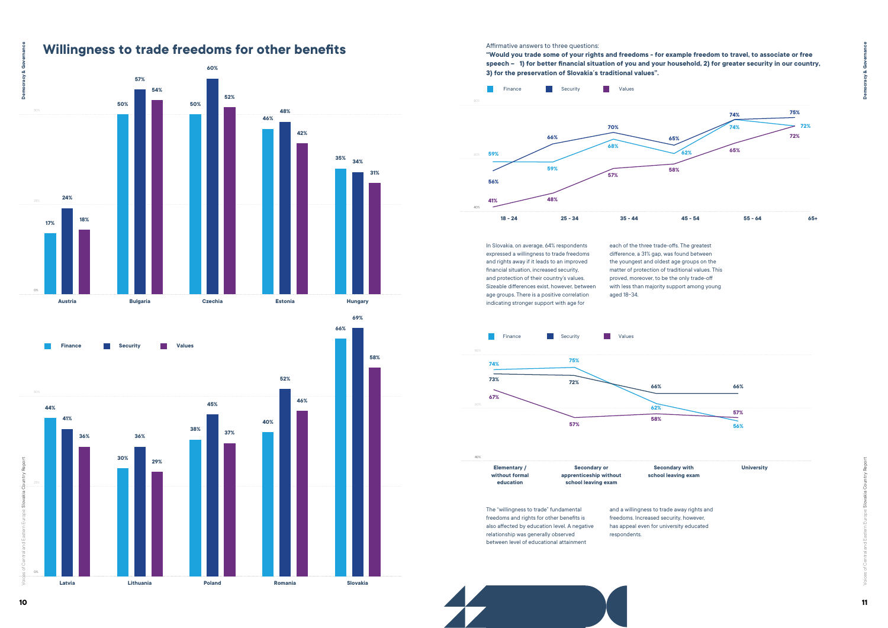# Willingness to trade freedoms for other benefits

| Country | Finance | Security | Values |
|---|---|---|---|
| Austria | 17% | 24% | 18% |
| Bulgaria | 50% | 57% | 54% |
| Czechia | 50% | 60% | 52% |
| Estonia | 46% | 48% | 42% |
| Hungary | 35% | 34% | 31% |
| Latvia | 44% | 41% | 36% |
| Lithuania | 30% | 36% | 29% |
| Poland | 38% | 45% | 37% |
| Romania | 40% | 52% | 46% |
| Slovakia | 66% | 69% | 58% |

Affirmative answers to three questions:

**"Would you trade some of your rights and freedoms - for example freedom to travel, to associate or free speech – 1) for better financial situation of you and your household, 2) for greater security in our country, 3) for the preservation of Slovakia´s traditional values".**

| Age | Finance | Security | Values |
|---|---|---|---|
| 18 - 24 | 59% | 56% | 41% |
| 25 - 34 | 59% | 66% | 48% |
| 35 - 44 | 68% | 70% | 57% |
| 45 - 54 | 62% | 65% | 58% |
| 55 - 64 | 74% | 74% | 65% |
| 65+ | 72% | 75% | 72% |

In Slovakia, on average, 64% respondents expressed a willingness to trade freedoms and rights away if it leads to an improved financial situation, increased security, and protection of their country's values. Sizeable differences exist, however, between age groups. There is a positive correlation indicating stronger support with age for each of the three trade-offs. The greatest difference, a 31% gap, was found between the youngest and oldest age groups on the matter of protection of traditional values. This proved, moreover, to be the only trade-off with less than majority support among young aged 18–34.

| Education | Finance | Security | Values |
|---|---|---|---|
| Elementary / without formal education | 74% | 73% | 67% |
| Secondary or apprenticeship without school leaving exam | 75% | 72% | 57% |
| Secondary with school leaving exam | 62% | 66% | 58% |
| University | 56% | 66% | 57% |

The "willingness to trade" fundamental freedoms and rights for other benefits is also affected by education level. A negative relationship was generally observed between level of educational attainment and a willingness to trade away rights and freedoms. Increased security, however, has appeal even for university educated respondents.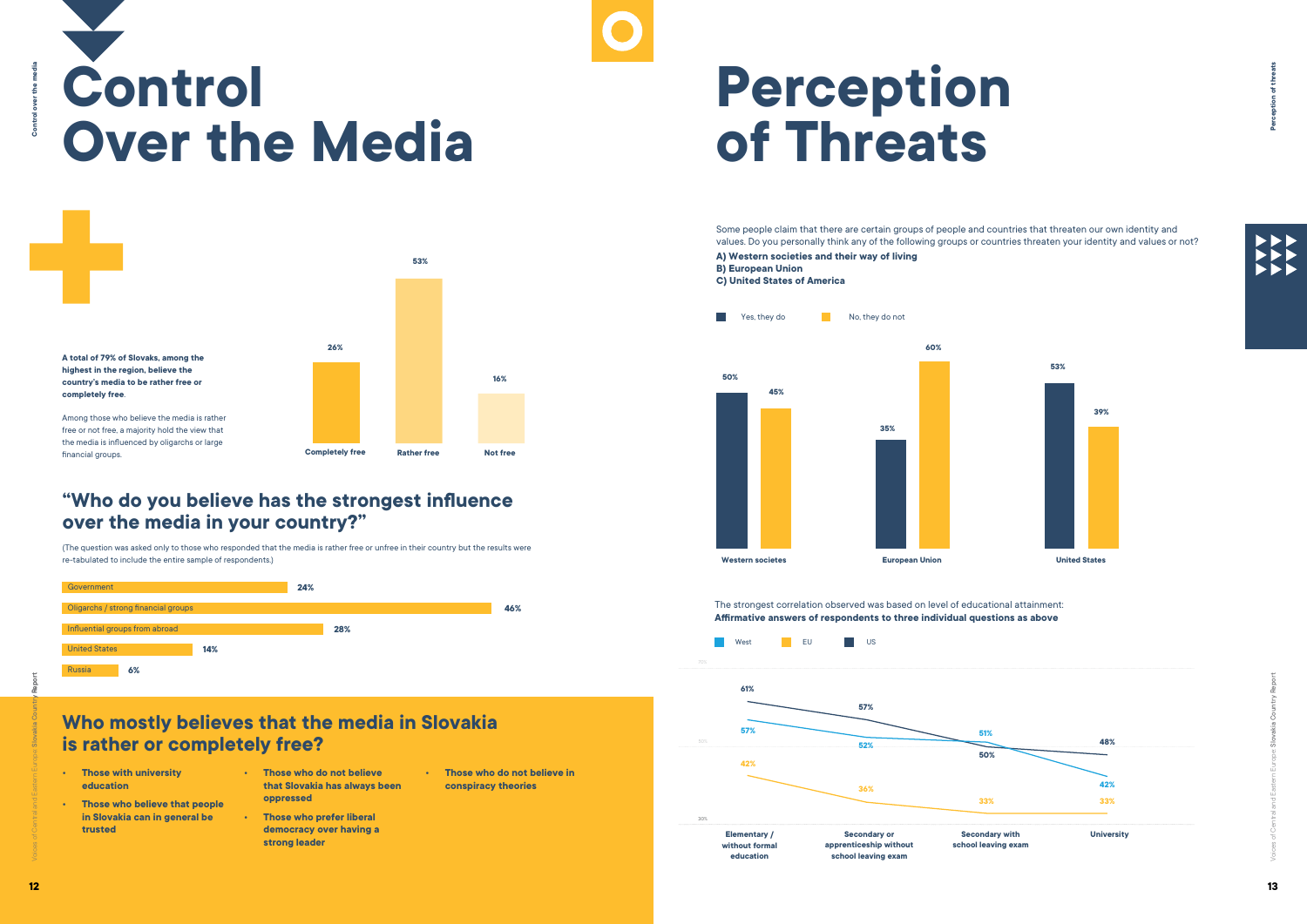# Control Over the Media

**A total of 79% of Slovaks, among the highest in the region, believe the country's media to be rather free or completely free.**

Among those who believe the media is rather free or not free, a majority hold the view that the media is influenced by oligarchs or large financial groups.

| Completely free | Rather free | Not free |
|---|---|---|
| 26% | 53% | 16% |

## "Who do you believe has the strongest influence over the media in your country?"

(The question was asked only to those who responded that the media is rather free or unfree in their country but the results were re-tabulated to include the entire sample of respondents.)

| | |
|---|---|
| Government | 24% |
| Oligarchs / strong financial groups | 46% |
| Influential groups from abroad | 28% |
| United States | 14% |
| Russia | 6% |

## Who mostly believes that the media in Slovakia is rather or completely free?

- **Those with university education**
- **Those who believe that people in Slovakia can in general be trusted**
- **Those who do not believe that Slovakia has always been oppressed**
- **Those who prefer liberal democracy over having a strong leader**
- **Those who do not believe in conspiracy theories**

# Perception of Threats

Some people claim that there are certain groups of people and countries that threaten our own identity and values. Do you personally think any of the following groups or countries threaten your identity and values or not?

**A) Western societies and their way of living**
**B) European Union**
**C) United States of America**

| | Yes, they do | No, they do not |
|---|---|---|
| Western societies | 50% | 45% |
| European Union | 35% | 60% |
| United States | 53% | 39% |

The strongest correlation observed was based on level of educational attainment:
**Affirmative answers of respondents to three individual questions as above**

| | West | EU | US |
|---|---|---|---|
| Elementary / without formal education | 57% | 42% | 61% |
| Secondary or apprenticeship without school leaving exam | 52% | 36% | 57% |
| Secondary with school leaving exam | 51% | 33% | 50% |
| University | 42% | 33% | 48% |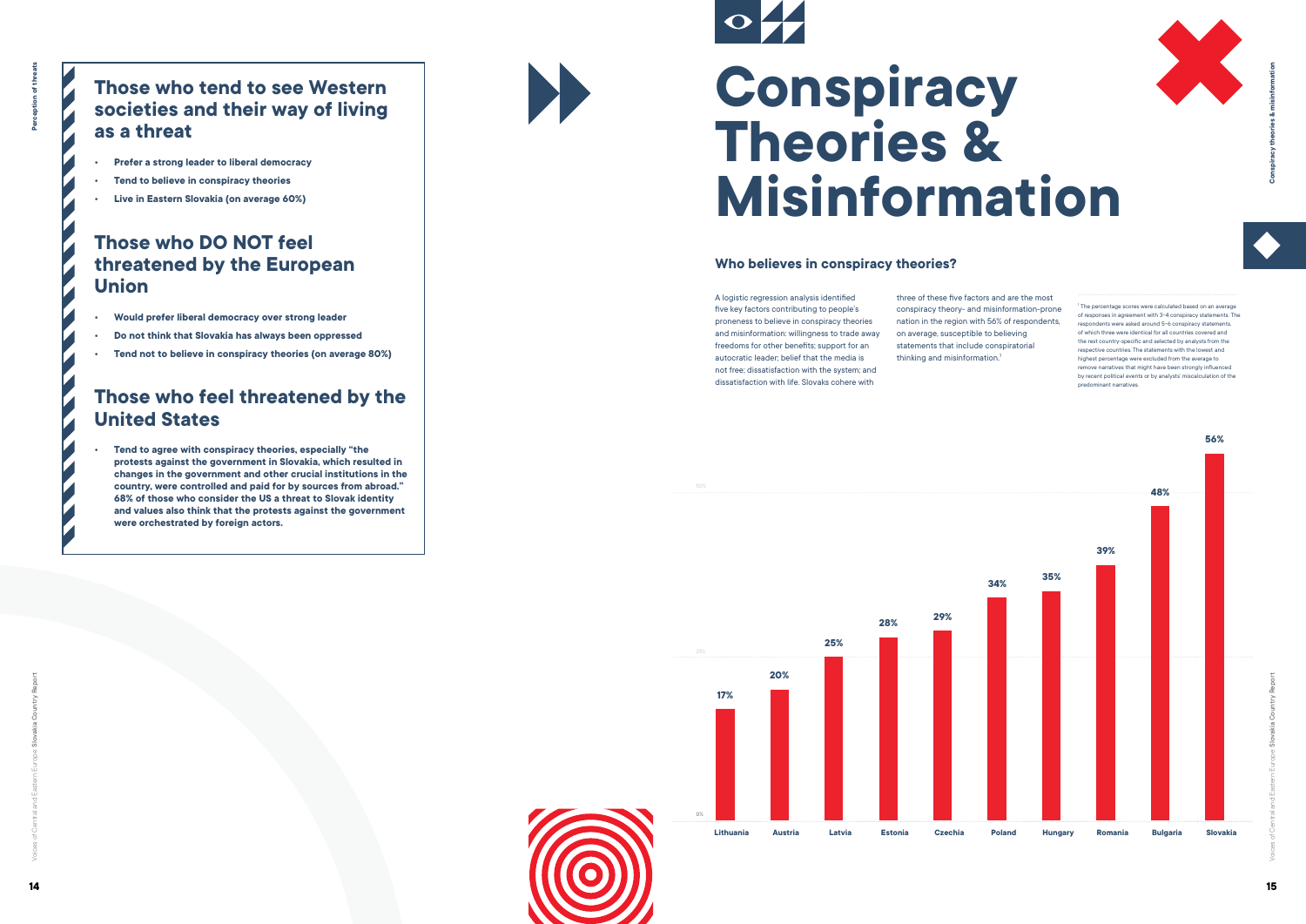## Those who tend to see Western societies and their way of living as a threat

- **Prefer a strong leader to liberal democracy**
- **Tend to believe in conspiracy theories**
- **Live in Eastern Slovakia (on average 60%)**

## Those who DO NOT feel threatened by the European Union

- **Would prefer liberal democracy over strong leader**
- **Do not think that Slovakia has always been oppressed**
- **Tend not to believe in conspiracy theories (on average 80%)**

## Those who feel threatened by the United States

- **Tend to agree with conspiracy theories, especially "the protests against the government in Slovakia, which resulted in changes in the government and other crucial institutions in the country, were controlled and paid for by sources from abroad." 68% of those who consider the US a threat to Slovak identity and values also think that the protests against the government were orchestrated by foreign actors.**

# Conspiracy Theories & Misinformation

### Who believes in conspiracy theories?

A logistic regression analysis identified five key factors contributing to people's proneness to believe in conspiracy theories and misinformation: willingness to trade away freedoms for other benefits; support for an autocratic leader; belief that the media is not free; dissatisfaction with the system; and dissatisfaction with life. Slovaks cohere with three of these five factors and are the most conspiracy theory- and misinformation-prone nation in the region with 56% of respondents, on average, susceptible to believing statements that include conspiratorial thinking and misinformation.[1]

[1] The percentage scores were calculated based on an average of responses in agreement with 3–4 conspiracy statements. The respondents were asked around 5–6 conspiracy statements, of which three were identical for all countries covered and the rest country-specific and selected by analysts from the respective countries. The statements with the lowest and highest percentage were excluded from the average to remove narratives that might have been strongly influenced by recent political events or by analysts' miscalculation of the predominant narratives.

| Country | % |
|---|---|
| Lithuania | 17% |
| Austria | 20% |
| Latvia | 25% |
| Estonia | 28% |
| Czechia | 29% |
| Poland | 34% |
| Hungary | 35% |
| Romania | 39% |
| Bulgaria | 48% |
| Slovakia | 56% |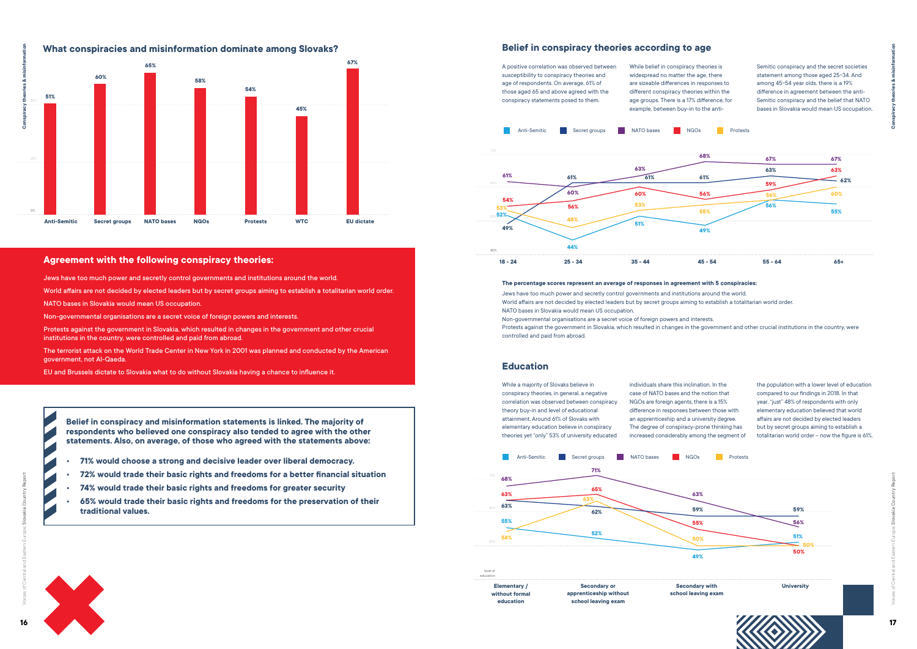## What conspiracies and misinformation dominate among Slovaks?

| Anti-Semitic | Secret groups | NATO bases | NGOs | Protests | WTC | EU dictate |
|---|---|---|---|---|---|---|
| 51% | 60% | 65% | 58% | 54% | 45% | 67% |

### Agreement with the following conspiracy theories:

Jews have too much power and secretly control governments and institutions around the world.

World affairs are not decided by elected leaders but by secret groups aiming to establish a totalitarian world order.

NATO bases in Slovakia would mean US occupation.

Non-governmental organisations are a secret voice of foreign powers and interests.

Protests against the government in Slovakia, which resulted in changes in the government and other crucial institutions in the country, were controlled and paid from abroad.

The terrorist attack on the World Trade Center in New York in 2001 was planned and conducted by the American government, not Al-Qaeda.

EU and Brussels dictate to Slovakia what to do without Slovakia having a chance to influence it.

**Belief in conspiracy and misinformation statements is linked. The majority of respondents who believed one conspiracy also tended to agree with the other statements. Also, on average, of those who agreed with the statements above:**

- **71% would choose a strong and decisive leader over liberal democracy.**
- **72% would trade their basic rights and freedoms for a better financial situation**
- **74% would trade their basic rights and freedoms for greater security**
- **65% would trade their basic rights and freedoms for the preservation of their traditional values.**

## Belief in conspiracy theories according to age

A positive correlation was observed between susceptibility to conspiracy theories and age of respondents. On average, 61% of those aged 65 and above agreed with the conspiracy statements posed to them. While belief in conspiracy theories is widespread no matter the age, there are sizeable differences in responses to different conspiracy theories within the age groups. There is a 17% difference, for example, between buy-in to the anti-Semitic conspiracy and the secret societies statement among those aged 25–34. And among 45–54 year olds, there is a 19% difference in agreement between the anti-Semitic conspiracy and the belief that NATO bases in Slovakia would mean US occupation.

| | 18 - 24 | 25 - 34 | 35 - 44 | 45 - 54 | 55 - 64 | 65+ |
|---|---|---|---|---|---|---|
| Anti-Semitic | 52% | 44% | 51% | 49% | 56% | 55% |
| Secret groups | 49% | 61% | 61% | 61% | 63% | 62% |
| NATO bases | 61% | 60% | 63% | 68% | 67% | 67% |
| NGOs | 54% | 56% | 60% | 56% | 59% | 63% |
| Protests | 53% | 48% | 53% | 55% | 56% | 60% |

**The percentage scores represent an average of responses in agreement with 5 conspiracies:**

Jews have too much power and secretly control governments and institutions around the world.
World affairs are not decided by elected leaders but by secret groups aiming to establish a totalitarian world order.
NATO bases in Slovakia would mean US occupation.
Non-governmental organisations are a secret voice of foreign powers and interests.
Protests against the government in Slovakia, which resulted in changes in the government and other crucial institutions in the country, were controlled and paid from abroad.

## Education

While a majority of Slovaks believe in conspiracy theories, in general, a negative correlation was observed between conspiracy theory buy-in and level of educational attainment. Around 61% of Slovaks with elementary education believe in conspiracy theories yet "only" 53% of university educated individuals share this inclination. In the case of NATO bases and the notion that NGOs are foreign agents, there is a 15% difference in responses between those with an apprenticeship and a university degree. The degree of conspiracy-prone thinking has increased considerably among the segment of the population with a lower level of education compared to our findings in 2018. In that year, "just" 48% of respondents with only elementary education believed that world affairs are not decided by elected leaders but by secret groups aiming to establish a totalitarian world order – now the figure is 61%.

| Level of education | Elementary / without formal education | Secondary or apprenticeship without school leaving exam | Secondary with school leaving exam | University |
|---|---|---|---|---|
| Anti-Semitic | 55% | 52% | 49% | 51% |
| Secret groups | 63% | 62% | 59% | 59% |
| NATO bases | 68% | 71% | 63% | 56% |
| NGOs | 63% | 65% | 55% | 50% |
| Protests | 54% | 63% | 50% | 50% |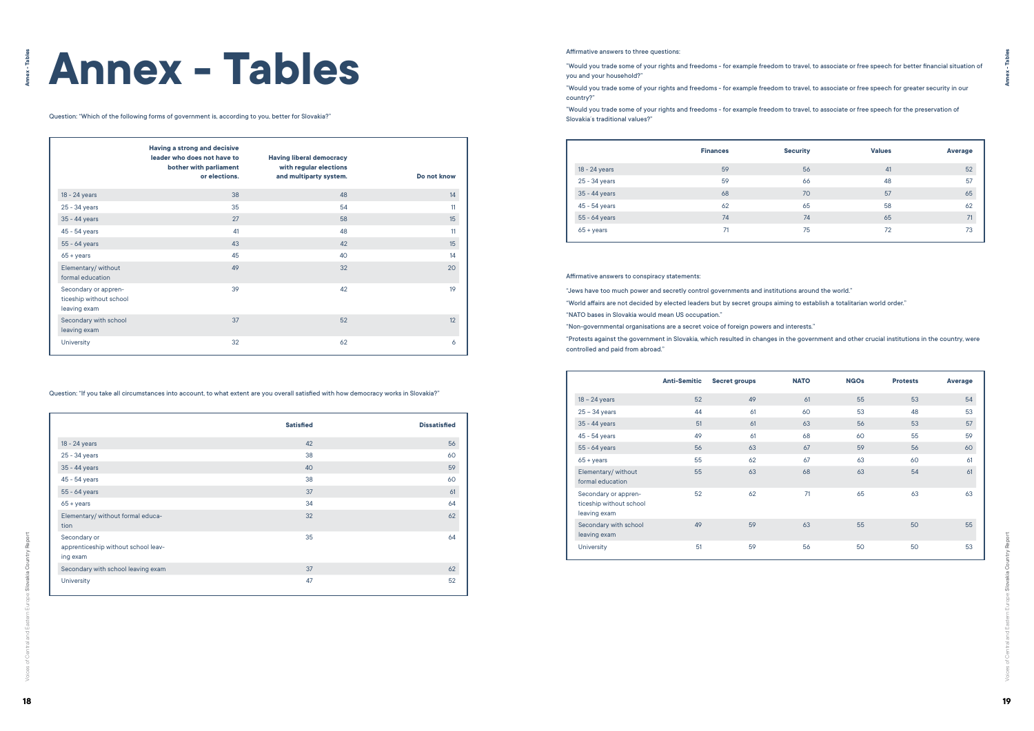# Annex - Tables

Question: "Which of the following forms of government is, according to you, better for Slovakia?"

| | Having a strong and decisive leader who does not have to bother with parliament or elections. | Having liberal democracy with regular elections and multiparty system. | Do not know |
|---|---|---|---|
| 18 - 24 years | 38 | 48 | 14 |
| 25 - 34 years | 35 | 54 | 11 |
| 35 - 44 years | 27 | 58 | 15 |
| 45 - 54 years | 41 | 48 | 11 |
| 55 - 64 years | 43 | 42 | 15 |
| 65 + years | 45 | 40 | 14 |
| Elementary/ without formal education | 49 | 32 | 20 |
| Secondary or apprenticeship without school leaving exam | 39 | 42 | 19 |
| Secondary with school leaving exam | 37 | 52 | 12 |
| University | 32 | 62 | 6 |

Question: "If you take all circumstances into account, to what extent are you overall satisfied with how democracy works in Slovakia?"

| | Satisfied | Dissatisfied |
|---|---|---|
| 18 - 24 years | 42 | 56 |
| 25 - 34 years | 38 | 60 |
| 35 - 44 years | 40 | 59 |
| 45 - 54 years | 38 | 60 |
| 55 - 64 years | 37 | 61 |
| 65 + years | 34 | 64 |
| Elementary/ without formal education | 32 | 62 |
| Secondary or apprenticeship without school leaving exam | 35 | 64 |
| Secondary with school leaving exam | 37 | 62 |
| University | 47 | 52 |

Affirmative answers to three questions:

"Would you trade some of your rights and freedoms - for example freedom to travel, to associate or free speech for better financial situation of you and your household?"

"Would you trade some of your rights and freedoms - for example freedom to travel, to associate or free speech for greater security in our country?"

"Would you trade some of your rights and freedoms - for example freedom to travel, to associate or free speech for the preservation of Slovakia´s traditional values?"

| | Finances | Security | Values | Average |
|---|---|---|---|---|
| 18 - 24 years | 59 | 56 | 41 | 52 |
| 25 - 34 years | 59 | 66 | 48 | 57 |
| 35 - 44 years | 68 | 70 | 57 | 65 |
| 45 - 54 years | 62 | 65 | 58 | 62 |
| 55 - 64 years | 74 | 74 | 65 | 71 |
| 65 + years | 71 | 75 | 72 | 73 |

Affirmative answers to conspiracy statements:

"Jews have too much power and secretly control governments and institutions around the world."

"World affairs are not decided by elected leaders but by secret groups aiming to establish a totalitarian world order."

"NATO bases in Slovakia would mean US occupation."

"Non-governmental organisations are a secret voice of foreign powers and interests."

"Protests against the government in Slovakia, which resulted in changes in the government and other crucial institutions in the country, were controlled and paid from abroad."

| | Anti-Semitic | Secret groups | NATO | NGOs | Protests | Average |
|---|---|---|---|---|---|---|
| 18 – 24 years | 52 | 49 | 61 | 55 | 53 | 54 |
| 25 – 34 years | 44 | 61 | 60 | 53 | 48 | 53 |
| 35 - 44 years | 51 | 61 | 63 | 56 | 53 | 57 |
| 45 - 54 years | 49 | 61 | 68 | 60 | 55 | 59 |
| 56 - 64 years | 56 | 63 | 67 | 59 | 56 | 60 |
| 65 + years | 55 | 62 | 67 | 63 | 60 | 61 |
| Elementary/ without formal education | 55 | 63 | 68 | 63 | 54 | 61 |
| Secondary or apprenticeship without school leaving exam | 52 | 62 | 71 | 65 | 63 | 63 |
| Secondary with school leaving exam | 49 | 59 | 63 | 55 | 50 | 55 |
| University | 51 | 59 | 56 | 50 | 50 | 53 |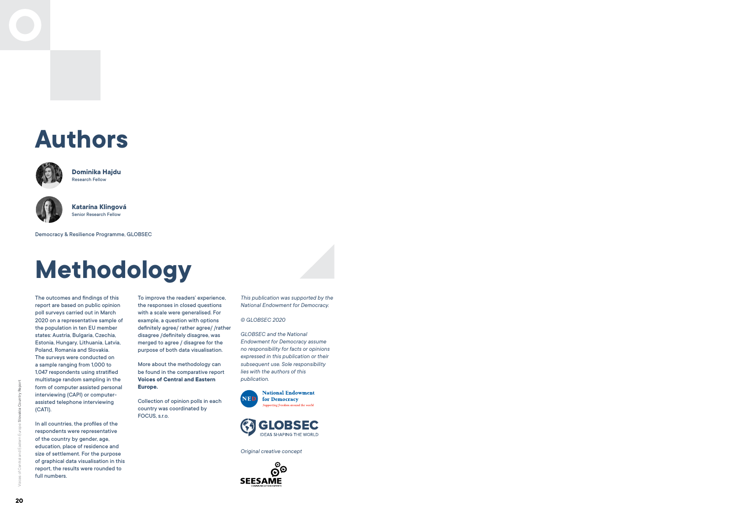# Authors

**Dominika Hajdu**
Research Fellow

**Katarína Klingová**
Senior Research Fellow

Democracy & Resilience Programme, GLOBSEC

# Methodology

The outcomes and findings of this report are based on public opinion poll surveys carried out in March 2020 on a representative sample of the population in ten EU member states: Austria, Bulgaria, Czechia, Estonia, Hungary, Lithuania, Latvia, Poland, Romania and Slovakia. The surveys were conducted on a sample ranging from 1,000 to 1,047 respondents using stratified multistage random sampling in the form of computer assisted personal interviewing (CAPI) or computer-assisted telephone interviewing (CATI).

In all countries, the profiles of the respondents were representative of the country by gender, age, education, place of residence and size of settlement. For the purpose of graphical data visualisation in this report, the results were rounded to full numbers.

To improve the readers' experience, the responses in closed questions with a scale were generalised. For example, a question with options definitely agree/ rather agree/ /rather disagree /definitely disagree, was merged to agree / disagree for the purpose of both data visualisation.

More about the methodology can be found in the comparative report **Voices of Central and Eastern Europe.**

Collection of opinion polls in each country was coordinated by FOCUS, s.r.o.

*This publication was supported by the National Endowment for Democracy.*

*© GLOBSEC 2020*

*GLOBSEC and the National Endowment for Democracy assume no responsibility for facts or opinions expressed in this publication or their subsequent use. Sole responsibility lies with the authors of this publication.*

National Endowment for Democracy
Supporting freedom around the world

GLOBSEC
IDEAS SHAPING THE WORLD

*Original creative concept*

SEESAME
COMMUNICATION EXPERTS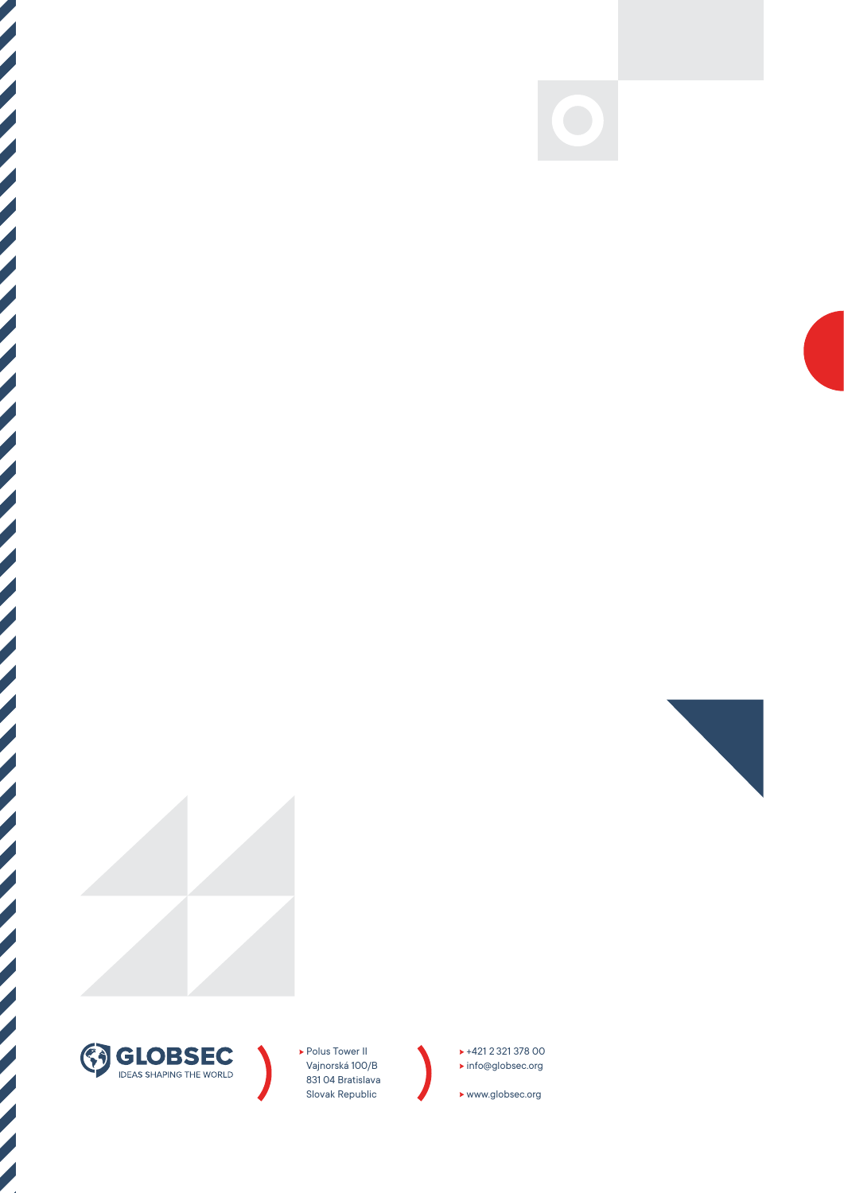GLOBSEC
IDEAS SHAPING THE WORLD

- Polus Tower II
  Vajnorská 100/B
  831 04 Bratislava
  Slovak Republic

- +421 2 321 378 00
- info@globsec.org
- www.globsec.org